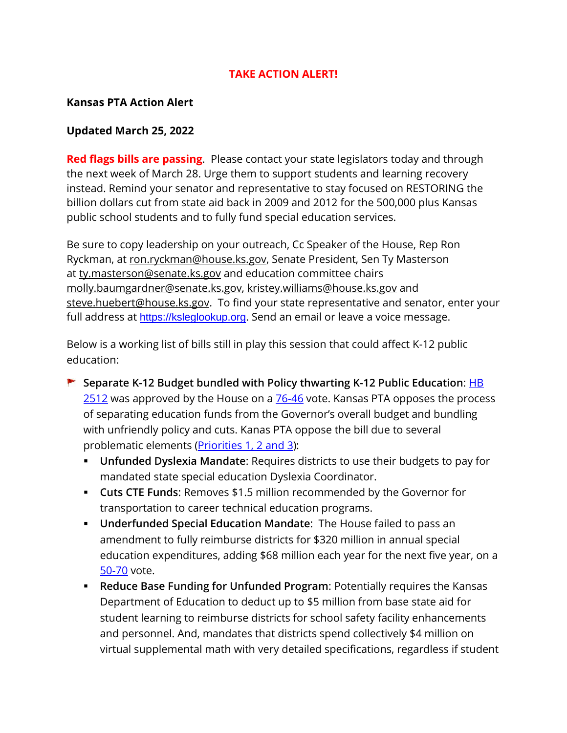**TAKE ACTION ALERT!**

**Kansas PTA Action Alert**

**Updated March 25, 2022**

**Red flags bills are passing**. Please contact your state legislators today and through the next week of March 28. Urge them to support students and learning recovery instead. Remind your senator and representative to stay focused on RESTORING the billion dollars cut from state aid back in 2009 and 2012 for the 500,000 plus Kansas public school students and to fully fund special education services.

Be sure to copy leadership on your outreach, Cc Speaker of the House, Rep Ron Ryckman, at ron.ryckman@house.ks.gov, Senate President, Sen Ty Masterson at ty.masterson@senate.ks.gov and education committee chairs molly.baumgardner@senate.ks.gov, kristey.williams@house.ks.gov and steve.huebert@house.ks.gov. To find your state representative and senator, enter your full address at https://ksleglookup.org. Send an email or leave a voice message.

Below is a working list of bills still in play this session that could affect K-12 public education:

- **Separate K-12 Budget bundled with Policy thwarting K-12 Public Education**: HB 2512 was approved by the House on a 76-46 vote. Kansas PTA opposes the process of separating education funds from the Governor's overall budget and bundling with unfriendly policy and cuts. Kanas PTA oppose the bill due to several problematic elements (Priorities 1, 2 and 3):
  - **Unfunded Dyslexia Mandate**: Requires districts to use their budgets to pay for mandated state special education Dyslexia Coordinator.
  - **Cuts CTE Funds**: Removes $1.5 million recommended by the Governor for transportation to career technical education programs.
  - **Underfunded Special Education Mandate**: The House failed to pass an amendment to fully reimburse districts for $320 million in annual special education expenditures, adding $68 million each year for the next five year, on a 50-70 vote.
  - **Reduce Base Funding for Unfunded Program**: Potentially requires the Kansas Department of Education to deduct up to $5 million from base state aid for student learning to reimburse districts for school safety facility enhancements and personnel. And, mandates that districts spend collectively $4 million on virtual supplemental math with very detailed specifications, regardless if student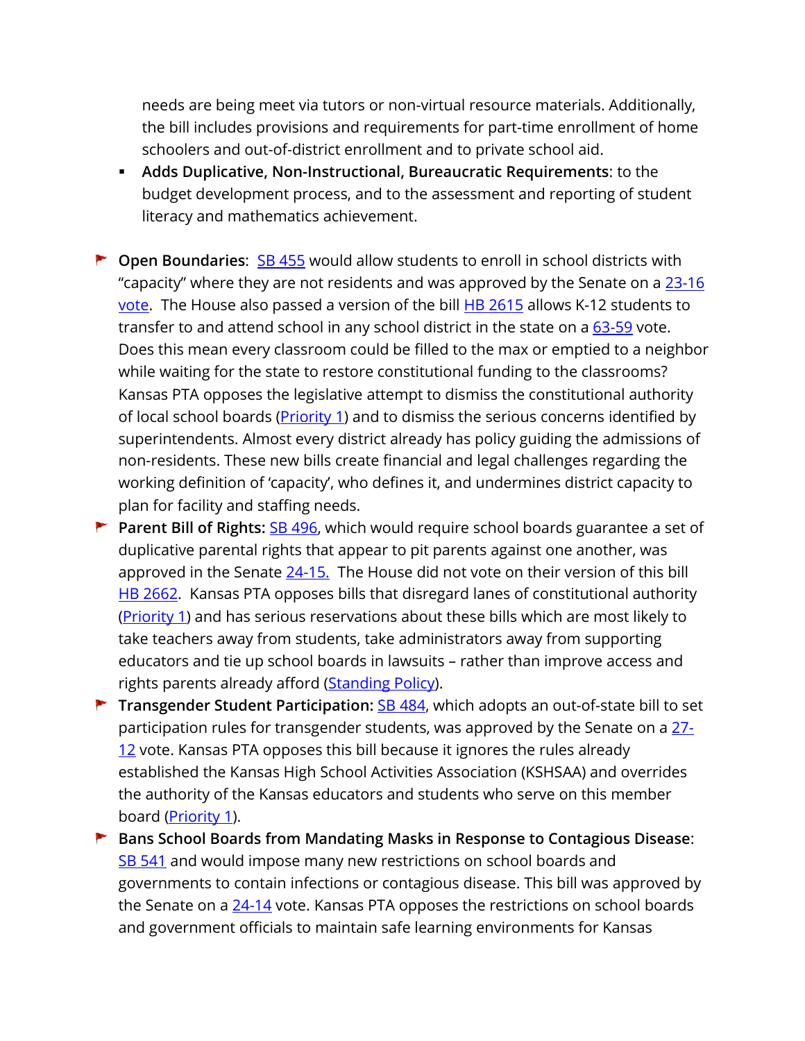needs are being meet via tutors or non-virtual resource materials. Additionally, the bill includes provisions and requirements for part-time enrollment of home schoolers and out-of-district enrollment and to private school aid.

- **Adds Duplicative, Non-Instructional, Bureaucratic Requirements**: to the budget development process, and to the assessment and reporting of student literacy and mathematics achievement.

- **Open Boundaries**: SB 455 would allow students to enroll in school districts with "capacity" where they are not residents and was approved by the Senate on a 23-16 vote. The House also passed a version of the bill HB 2615 allows K-12 students to transfer to and attend school in any school district in the state on a 63-59 vote. Does this mean every classroom could be filled to the max or emptied to a neighbor while waiting for the state to restore constitutional funding to the classrooms? Kansas PTA opposes the legislative attempt to dismiss the constitutional authority of local school boards (Priority 1) and to dismiss the serious concerns identified by superintendents. Almost every district already has policy guiding the admissions of non-residents. These new bills create financial and legal challenges regarding the working definition of 'capacity', who defines it, and undermines district capacity to plan for facility and staffing needs.
- **Parent Bill of Rights:** SB 496, which would require school boards guarantee a set of duplicative parental rights that appear to pit parents against one another, was approved in the Senate 24-15. The House did not vote on their version of this bill HB 2662. Kansas PTA opposes bills that disregard lanes of constitutional authority (Priority 1) and has serious reservations about these bills which are most likely to take teachers away from students, take administrators away from supporting educators and tie up school boards in lawsuits – rather than improve access and rights parents already afford (Standing Policy).
- **Transgender Student Participation:** SB 484, which adopts an out-of-state bill to set participation rules for transgender students, was approved by the Senate on a 27-12 vote. Kansas PTA opposes this bill because it ignores the rules already established the Kansas High School Activities Association (KSHSAA) and overrides the authority of the Kansas educators and students who serve on this member board (Priority 1).
- **Bans School Boards from Mandating Masks in Response to Contagious Disease**: SB 541 and would impose many new restrictions on school boards and governments to contain infections or contagious disease. This bill was approved by the Senate on a 24-14 vote. Kansas PTA opposes the restrictions on school boards and government officials to maintain safe learning environments for Kansas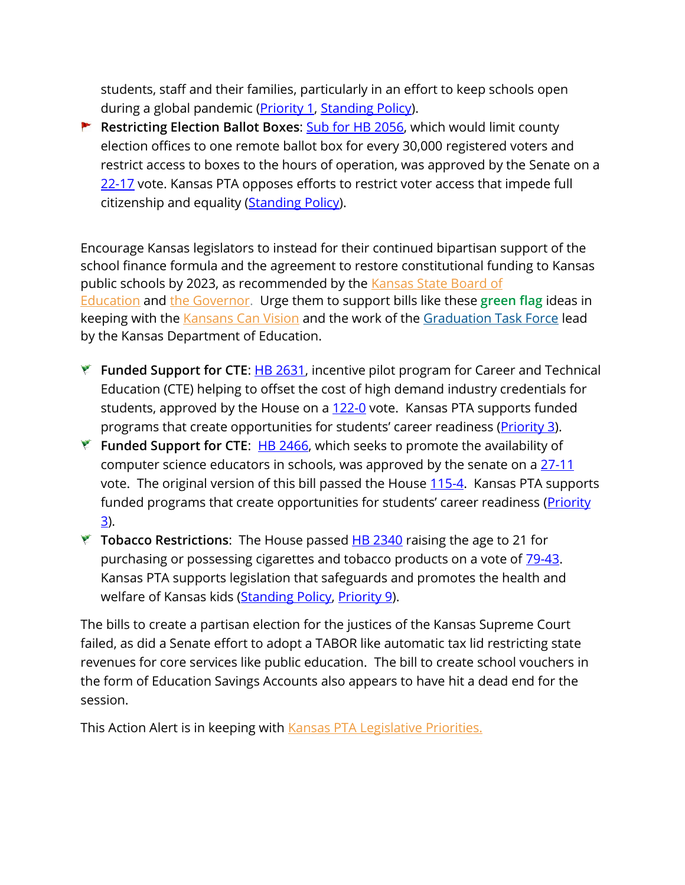students, staff and their families, particularly in an effort to keep schools open during a global pandemic (Priority 1, Standing Policy).

- **Restricting Election Ballot Boxes**: Sub for HB 2056, which would limit county election offices to one remote ballot box for every 30,000 registered voters and restrict access to boxes to the hours of operation, was approved by the Senate on a 22-17 vote. Kansas PTA opposes efforts to restrict voter access that impede full citizenship and equality (Standing Policy).

Encourage Kansas legislators to instead for their continued bipartisan support of the school finance formula and the agreement to restore constitutional funding to Kansas public schools by 2023, as recommended by the Kansas State Board of Education and the Governor. Urge them to support bills like these **green flag** ideas in keeping with the Kansans Can Vision and the work of the Graduation Task Force lead by the Kansas Department of Education.

- **Funded Support for CTE**: HB 2631, incentive pilot program for Career and Technical Education (CTE) helping to offset the cost of high demand industry credentials for students, approved by the House on a 122-0 vote. Kansas PTA supports funded programs that create opportunities for students' career readiness (Priority 3).
- **Funded Support for CTE**: HB 2466, which seeks to promote the availability of computer science educators in schools, was approved by the senate on a 27-11 vote. The original version of this bill passed the House 115-4. Kansas PTA supports funded programs that create opportunities for students' career readiness (Priority 3).
- **Tobacco Restrictions**: The House passed HB 2340 raising the age to 21 for purchasing or possessing cigarettes and tobacco products on a vote of 79-43. Kansas PTA supports legislation that safeguards and promotes the health and welfare of Kansas kids (Standing Policy, Priority 9).

The bills to create a partisan election for the justices of the Kansas Supreme Court failed, as did a Senate effort to adopt a TABOR like automatic tax lid restricting state revenues for core services like public education. The bill to create school vouchers in the form of Education Savings Accounts also appears to have hit a dead end for the session.

This Action Alert is in keeping with Kansas PTA Legislative Priorities.